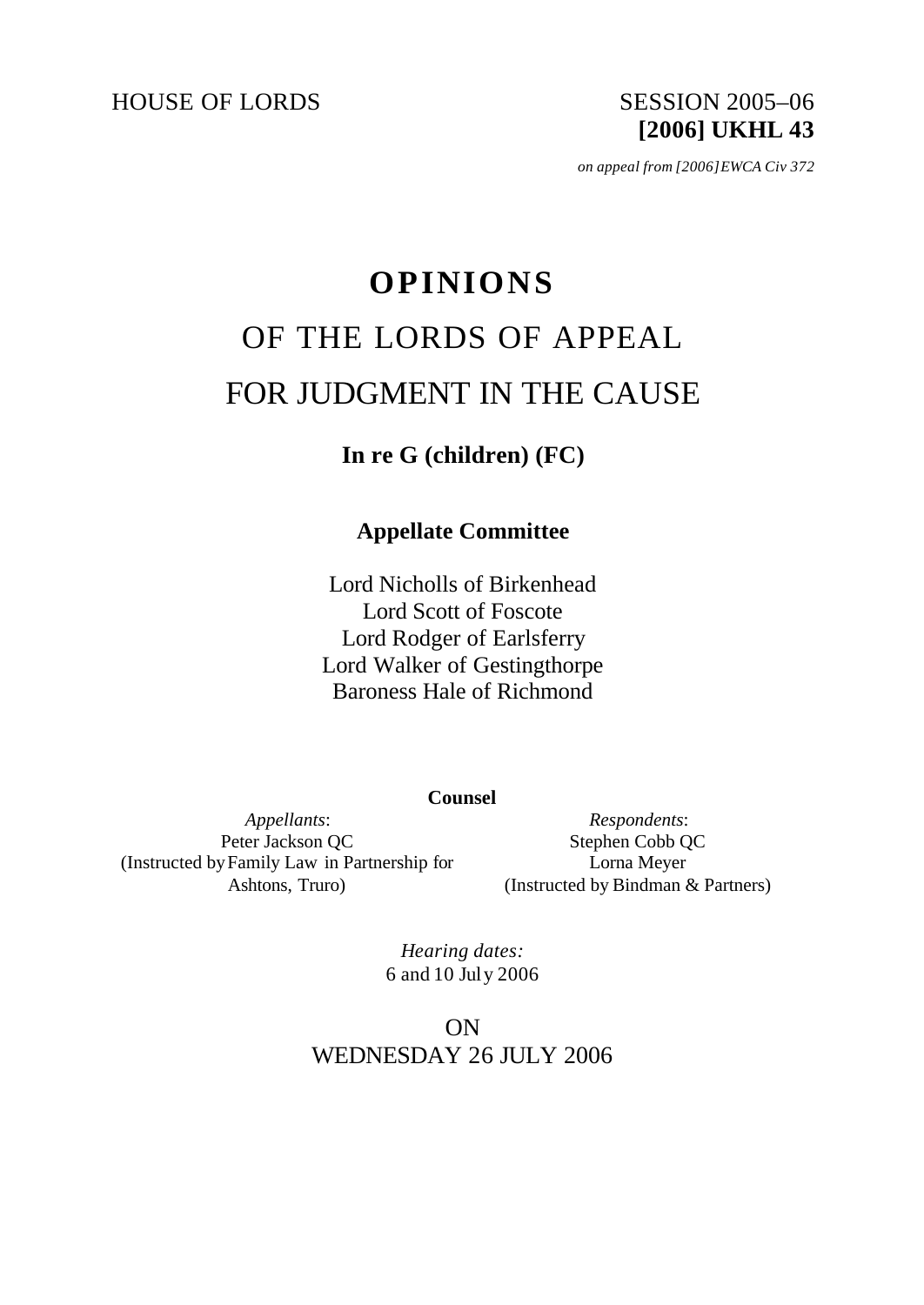HOUSE OF LORDS

SESSION 2005–06
**[2006] UKHL 43**

*on appeal from [2006] EWCA Civ 372*

# OPINIONS

# OF THE LORDS OF APPEAL

# FOR JUDGMENT IN THE CAUSE

## In re G (children) (FC)

### Appellate Committee

Lord Nicholls of Birkenhead
Lord Scott of Foscote
Lord Rodger of Earlsferry
Lord Walker of Gestingthorpe
Baroness Hale of Richmond

**Counsel**

*Appellants*:
Peter Jackson QC
(Instructed by Family Law in Partnership for Ashtons, Truro)

*Respondents*:
Stephen Cobb QC
Lorna Meyer
(Instructed by Bindman & Partners)

*Hearing dates:*
6 and 10 July 2006

ON
WEDNESDAY 26 JULY 2006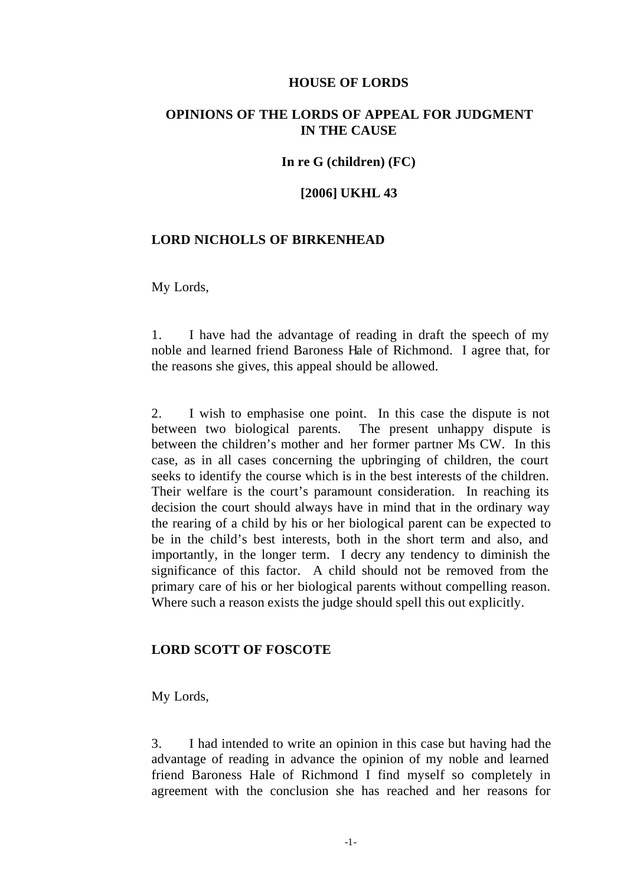**HOUSE OF LORDS**

**OPINIONS OF THE LORDS OF APPEAL FOR JUDGMENT IN THE CAUSE**

**In re G (children) (FC)**

**[2006] UKHL 43**

**LORD NICHOLLS OF BIRKENHEAD**

My Lords,

1. I have had the advantage of reading in draft the speech of my noble and learned friend Baroness Hale of Richmond. I agree that, for the reasons she gives, this appeal should be allowed.

2. I wish to emphasise one point. In this case the dispute is not between two biological parents. The present unhappy dispute is between the children's mother and her former partner Ms CW. In this case, as in all cases concerning the upbringing of children, the court seeks to identify the course which is in the best interests of the children. Their welfare is the court's paramount consideration. In reaching its decision the court should always have in mind that in the ordinary way the rearing of a child by his or her biological parent can be expected to be in the child's best interests, both in the short term and also, and importantly, in the longer term. I decry any tendency to diminish the significance of this factor. A child should not be removed from the primary care of his or her biological parents without compelling reason. Where such a reason exists the judge should spell this out explicitly.

**LORD SCOTT OF FOSCOTE**

My Lords,

3. I had intended to write an opinion in this case but having had the advantage of reading in advance the opinion of my noble and learned friend Baroness Hale of Richmond I find myself so completely in agreement with the conclusion she has reached and her reasons for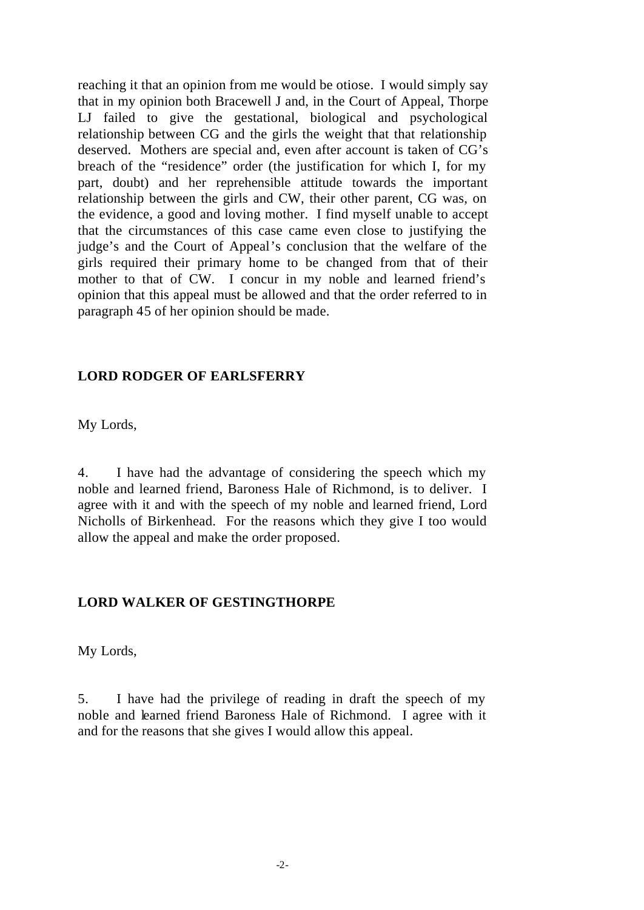reaching it that an opinion from me would be otiose. I would simply say that in my opinion both Bracewell J and, in the Court of Appeal, Thorpe LJ failed to give the gestational, biological and psychological relationship between CG and the girls the weight that that relationship deserved. Mothers are special and, even after account is taken of CG's breach of the "residence" order (the justification for which I, for my part, doubt) and her reprehensible attitude towards the important relationship between the girls and CW, their other parent, CG was, on the evidence, a good and loving mother. I find myself unable to accept that the circumstances of this case came even close to justifying the judge's and the Court of Appeal's conclusion that the welfare of the girls required their primary home to be changed from that of their mother to that of CW. I concur in my noble and learned friend's opinion that this appeal must be allowed and that the order referred to in paragraph 45 of her opinion should be made.

**LORD RODGER OF EARLSFERRY**

My Lords,

4. I have had the advantage of considering the speech which my noble and learned friend, Baroness Hale of Richmond, is to deliver. I agree with it and with the speech of my noble and learned friend, Lord Nicholls of Birkenhead. For the reasons which they give I too would allow the appeal and make the order proposed.

**LORD WALKER OF GESTINGTHORPE**

My Lords,

5. I have had the privilege of reading in draft the speech of my noble and learned friend Baroness Hale of Richmond. I agree with it and for the reasons that she gives I would allow this appeal.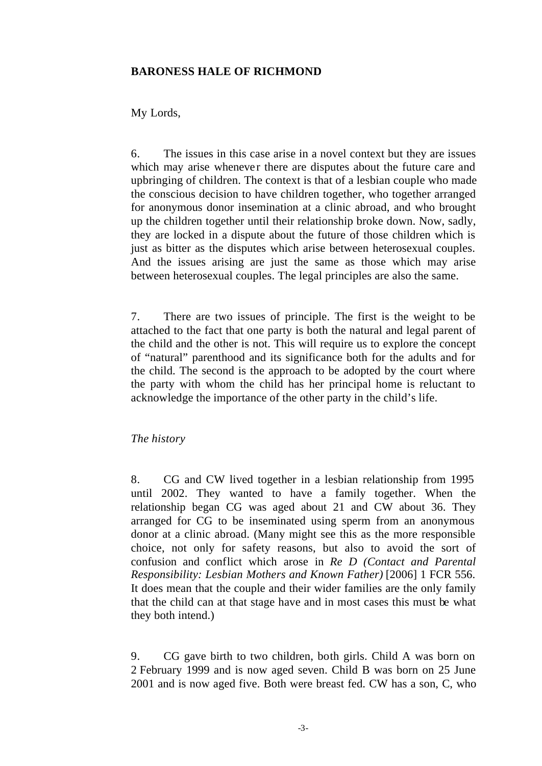**BARONESS HALE OF RICHMOND**

My Lords,

6. The issues in this case arise in a novel context but they are issues which may arise whenever there are disputes about the future care and upbringing of children. The context is that of a lesbian couple who made the conscious decision to have children together, who together arranged for anonymous donor insemination at a clinic abroad, and who brought up the children together until their relationship broke down. Now, sadly, they are locked in a dispute about the future of those children which is just as bitter as the disputes which arise between heterosexual couples. And the issues arising are just the same as those which may arise between heterosexual couples. The legal principles are also the same.

7. There are two issues of principle. The first is the weight to be attached to the fact that one party is both the natural and legal parent of the child and the other is not. This will require us to explore the concept of "natural" parenthood and its significance both for the adults and for the child. The second is the approach to be adopted by the court where the party with whom the child has her principal home is reluctant to acknowledge the importance of the other party in the child's life.

*The history*

8. CG and CW lived together in a lesbian relationship from 1995 until 2002. They wanted to have a family together. When the relationship began CG was aged about 21 and CW about 36. They arranged for CG to be inseminated using sperm from an anonymous donor at a clinic abroad. (Many might see this as the more responsible choice, not only for safety reasons, but also to avoid the sort of confusion and conflict which arose in *Re D (Contact and Parental Responsibility: Lesbian Mothers and Known Father)* [2006] 1 FCR 556. It does mean that the couple and their wider families are the only family that the child can at that stage have and in most cases this must be what they both intend.)

9. CG gave birth to two children, both girls. Child A was born on 2 February 1999 and is now aged seven. Child B was born on 25 June 2001 and is now aged five. Both were breast fed. CW has a son, C, who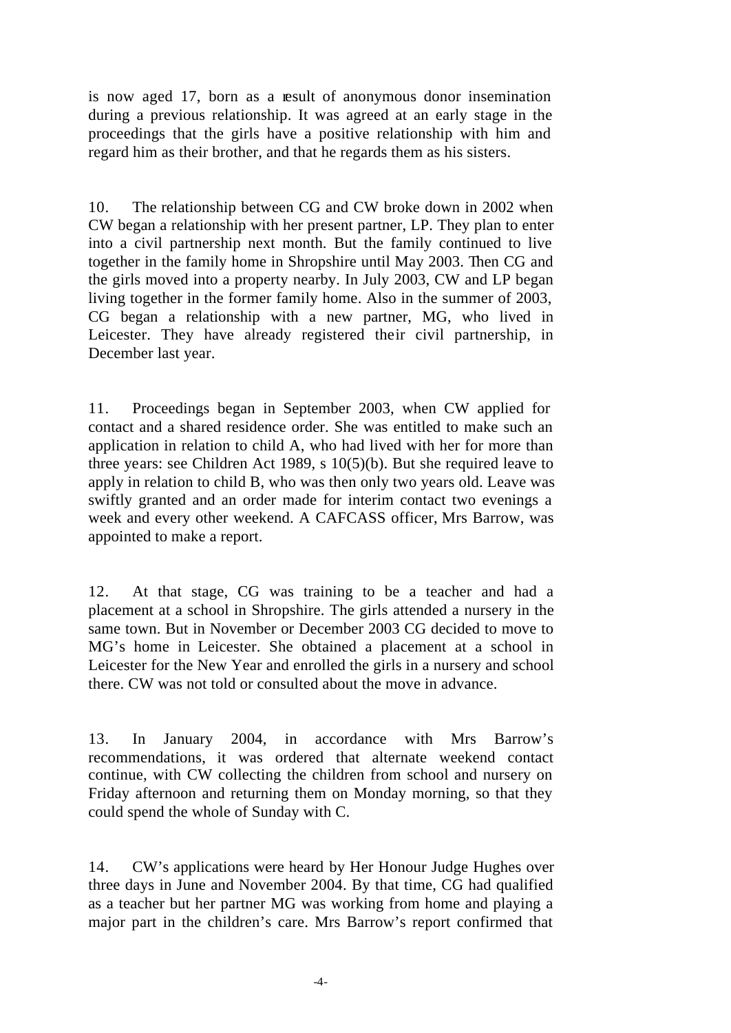is now aged 17, born as a result of anonymous donor insemination during a previous relationship. It was agreed at an early stage in the proceedings that the girls have a positive relationship with him and regard him as their brother, and that he regards them as his sisters.

10. The relationship between CG and CW broke down in 2002 when CW began a relationship with her present partner, LP. They plan to enter into a civil partnership next month. But the family continued to live together in the family home in Shropshire until May 2003. Then CG and the girls moved into a property nearby. In July 2003, CW and LP began living together in the former family home. Also in the summer of 2003, CG began a relationship with a new partner, MG, who lived in Leicester. They have already registered their civil partnership, in December last year.

11. Proceedings began in September 2003, when CW applied for contact and a shared residence order. She was entitled to make such an application in relation to child A, who had lived with her for more than three years: see Children Act 1989, s 10(5)(b). But she required leave to apply in relation to child B, who was then only two years old. Leave was swiftly granted and an order made for interim contact two evenings a week and every other weekend. A CAFCASS officer, Mrs Barrow, was appointed to make a report.

12. At that stage, CG was training to be a teacher and had a placement at a school in Shropshire. The girls attended a nursery in the same town. But in November or December 2003 CG decided to move to MG's home in Leicester. She obtained a placement at a school in Leicester for the New Year and enrolled the girls in a nursery and school there. CW was not told or consulted about the move in advance.

13. In January 2004, in accordance with Mrs Barrow's recommendations, it was ordered that alternate weekend contact continue, with CW collecting the children from school and nursery on Friday afternoon and returning them on Monday morning, so that they could spend the whole of Sunday with C.

14. CW's applications were heard by Her Honour Judge Hughes over three days in June and November 2004. By that time, CG had qualified as a teacher but her partner MG was working from home and playing a major part in the children's care. Mrs Barrow's report confirmed that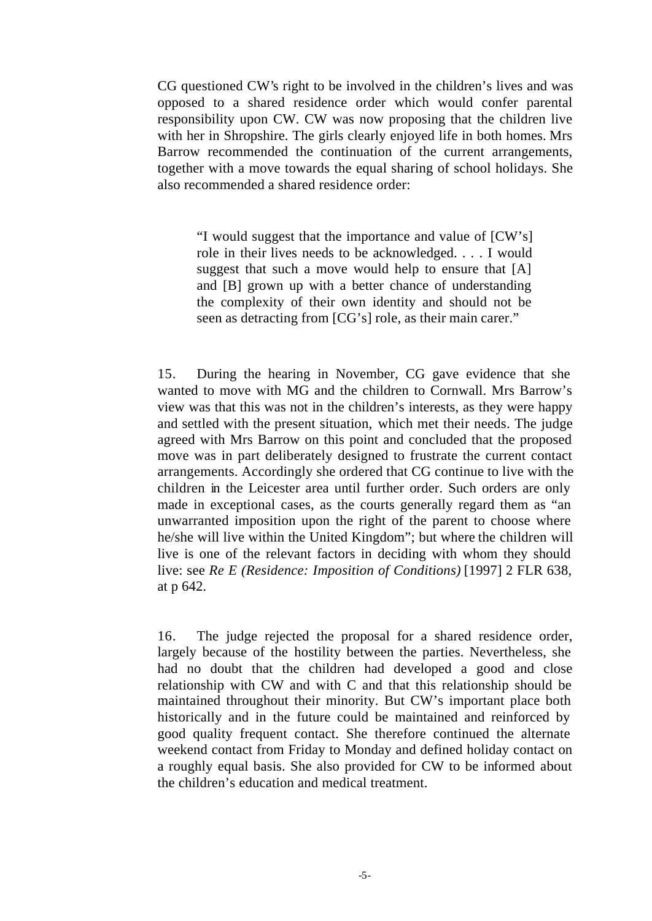CG questioned CW's right to be involved in the children's lives and was opposed to a shared residence order which would confer parental responsibility upon CW. CW was now proposing that the children live with her in Shropshire. The girls clearly enjoyed life in both homes. Mrs Barrow recommended the continuation of the current arrangements, together with a move towards the equal sharing of school holidays. She also recommended a shared residence order:

> "I would suggest that the importance and value of [CW's] role in their lives needs to be acknowledged. . . . I would suggest that such a move would help to ensure that [A] and [B] grown up with a better chance of understanding the complexity of their own identity and should not be seen as detracting from [CG's] role, as their main carer."

15. During the hearing in November, CG gave evidence that she wanted to move with MG and the children to Cornwall. Mrs Barrow's view was that this was not in the children's interests, as they were happy and settled with the present situation, which met their needs. The judge agreed with Mrs Barrow on this point and concluded that the proposed move was in part deliberately designed to frustrate the current contact arrangements. Accordingly she ordered that CG continue to live with the children in the Leicester area until further order. Such orders are only made in exceptional cases, as the courts generally regard them as "an unwarranted imposition upon the right of the parent to choose where he/she will live within the United Kingdom"; but where the children will live is one of the relevant factors in deciding with whom they should live: see *Re E (Residence: Imposition of Conditions)* [1997] 2 FLR 638, at p 642.

16. The judge rejected the proposal for a shared residence order, largely because of the hostility between the parties. Nevertheless, she had no doubt that the children had developed a good and close relationship with CW and with C and that this relationship should be maintained throughout their minority. But CW's important place both historically and in the future could be maintained and reinforced by good quality frequent contact. She therefore continued the alternate weekend contact from Friday to Monday and defined holiday contact on a roughly equal basis. She also provided for CW to be informed about the children's education and medical treatment.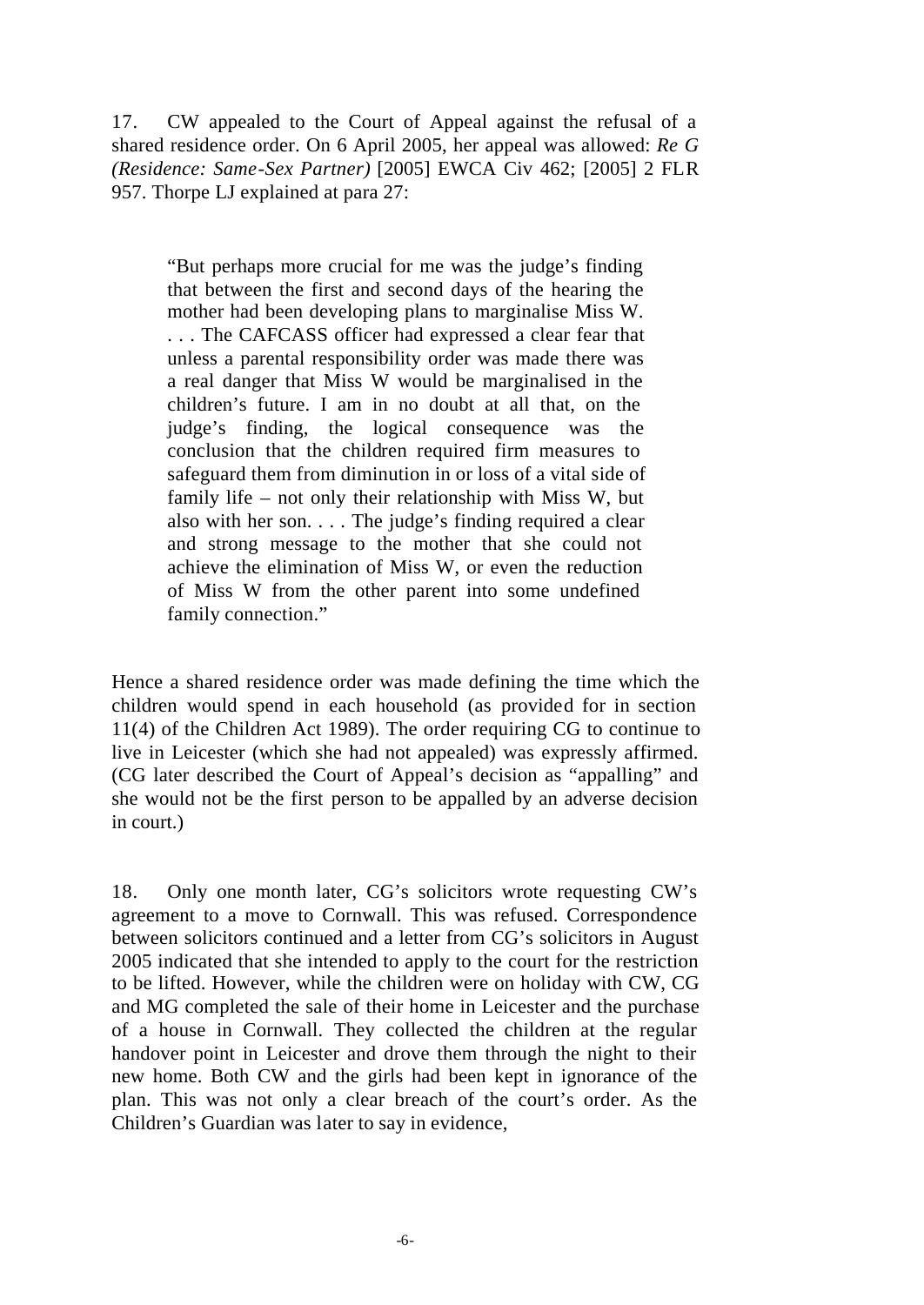17. CW appealed to the Court of Appeal against the refusal of a shared residence order. On 6 April 2005, her appeal was allowed: *Re G (Residence: Same-Sex Partner)* [2005] EWCA Civ 462; [2005] 2 FLR 957. Thorpe LJ explained at para 27:

> "But perhaps more crucial for me was the judge's finding that between the first and second days of the hearing the mother had been developing plans to marginalise Miss W. . . . The CAFCASS officer had expressed a clear fear that unless a parental responsibility order was made there was a real danger that Miss W would be marginalised in the children's future. I am in no doubt at all that, on the judge's finding, the logical consequence was the conclusion that the children required firm measures to safeguard them from diminution in or loss of a vital side of family life – not only their relationship with Miss W, but also with her son. . . . The judge's finding required a clear and strong message to the mother that she could not achieve the elimination of Miss W, or even the reduction of Miss W from the other parent into some undefined family connection."

Hence a shared residence order was made defining the time which the children would spend in each household (as provided for in section 11(4) of the Children Act 1989). The order requiring CG to continue to live in Leicester (which she had not appealed) was expressly affirmed. (CG later described the Court of Appeal's decision as "appalling" and she would not be the first person to be appalled by an adverse decision in court.)

18. Only one month later, CG's solicitors wrote requesting CW's agreement to a move to Cornwall. This was refused. Correspondence between solicitors continued and a letter from CG's solicitors in August 2005 indicated that she intended to apply to the court for the restriction to be lifted. However, while the children were on holiday with CW, CG and MG completed the sale of their home in Leicester and the purchase of a house in Cornwall. They collected the children at the regular handover point in Leicester and drove them through the night to their new home. Both CW and the girls had been kept in ignorance of the plan. This was not only a clear breach of the court's order. As the Children's Guardian was later to say in evidence,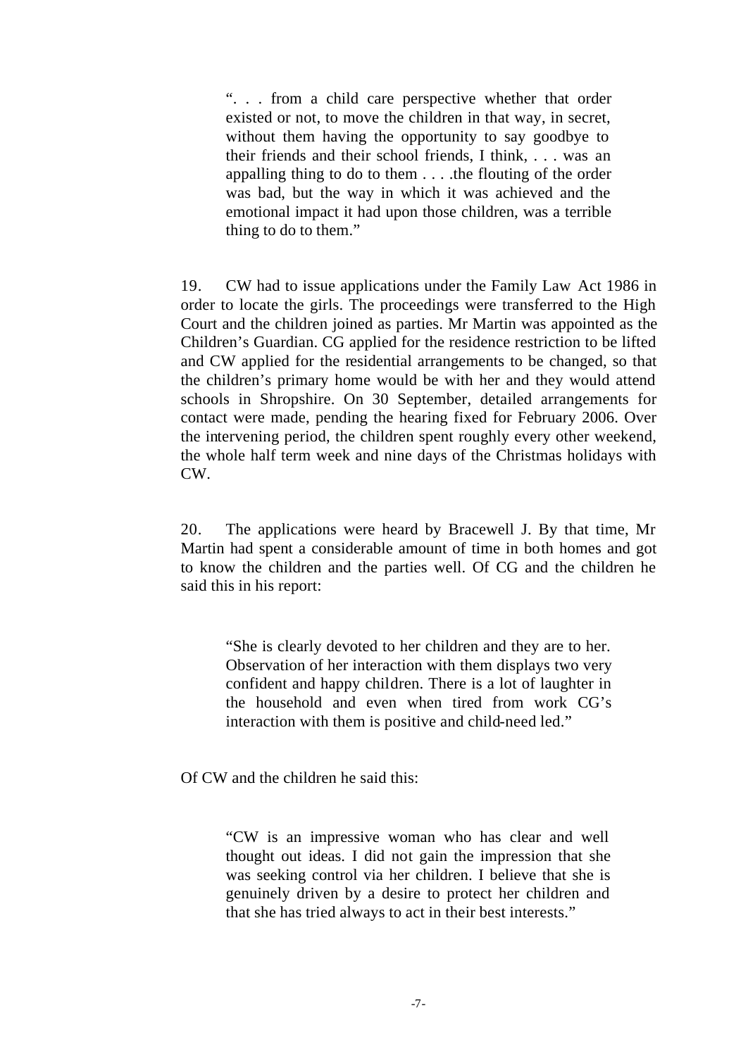> ". . . from a child care perspective whether that order existed or not, to move the children in that way, in secret, without them having the opportunity to say goodbye to their friends and their school friends, I think, . . . was an appalling thing to do to them . . . .the flouting of the order was bad, but the way in which it was achieved and the emotional impact it had upon those children, was a terrible thing to do to them."

19. CW had to issue applications under the Family Law Act 1986 in order to locate the girls. The proceedings were transferred to the High Court and the children joined as parties. Mr Martin was appointed as the Children's Guardian. CG applied for the residence restriction to be lifted and CW applied for the residential arrangements to be changed, so that the children's primary home would be with her and they would attend schools in Shropshire. On 30 September, detailed arrangements for contact were made, pending the hearing fixed for February 2006. Over the intervening period, the children spent roughly every other weekend, the whole half term week and nine days of the Christmas holidays with CW.

20. The applications were heard by Bracewell J. By that time, Mr Martin had spent a considerable amount of time in both homes and got to know the children and the parties well. Of CG and the children he said this in his report:

> "She is clearly devoted to her children and they are to her. Observation of her interaction with them displays two very confident and happy children. There is a lot of laughter in the household and even when tired from work CG's interaction with them is positive and child-need led."

Of CW and the children he said this:

> "CW is an impressive woman who has clear and well thought out ideas. I did not gain the impression that she was seeking control via her children. I believe that she is genuinely driven by a desire to protect her children and that she has tried always to act in their best interests."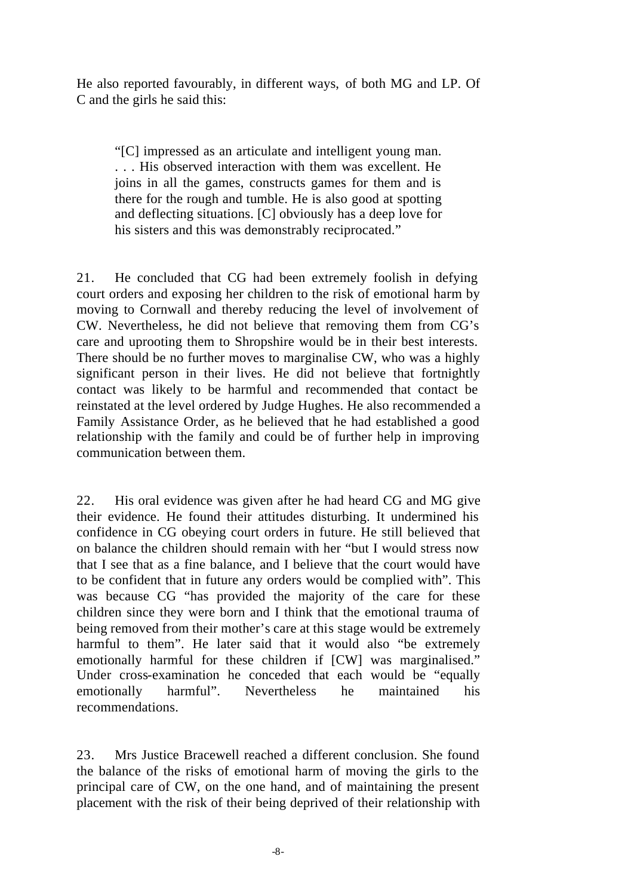He also reported favourably, in different ways, of both MG and LP. Of C and the girls he said this:

> "[C] impressed as an articulate and intelligent young man. . . . His observed interaction with them was excellent. He joins in all the games, constructs games for them and is there for the rough and tumble. He is also good at spotting and deflecting situations. [C] obviously has a deep love for his sisters and this was demonstrably reciprocated."

21. He concluded that CG had been extremely foolish in defying court orders and exposing her children to the risk of emotional harm by moving to Cornwall and thereby reducing the level of involvement of CW. Nevertheless, he did not believe that removing them from CG's care and uprooting them to Shropshire would be in their best interests. There should be no further moves to marginalise CW, who was a highly significant person in their lives. He did not believe that fortnightly contact was likely to be harmful and recommended that contact be reinstated at the level ordered by Judge Hughes. He also recommended a Family Assistance Order, as he believed that he had established a good relationship with the family and could be of further help in improving communication between them.

22. His oral evidence was given after he had heard CG and MG give their evidence. He found their attitudes disturbing. It undermined his confidence in CG obeying court orders in future. He still believed that on balance the children should remain with her "but I would stress now that I see that as a fine balance, and I believe that the court would have to be confident that in future any orders would be complied with". This was because CG "has provided the majority of the care for these children since they were born and I think that the emotional trauma of being removed from their mother's care at this stage would be extremely harmful to them". He later said that it would also "be extremely emotionally harmful for these children if [CW] was marginalised." Under cross-examination he conceded that each would be "equally emotionally harmful". Nevertheless he maintained his recommendations.

23. Mrs Justice Bracewell reached a different conclusion. She found the balance of the risks of emotional harm of moving the girls to the principal care of CW, on the one hand, and of maintaining the present placement with the risk of their being deprived of their relationship with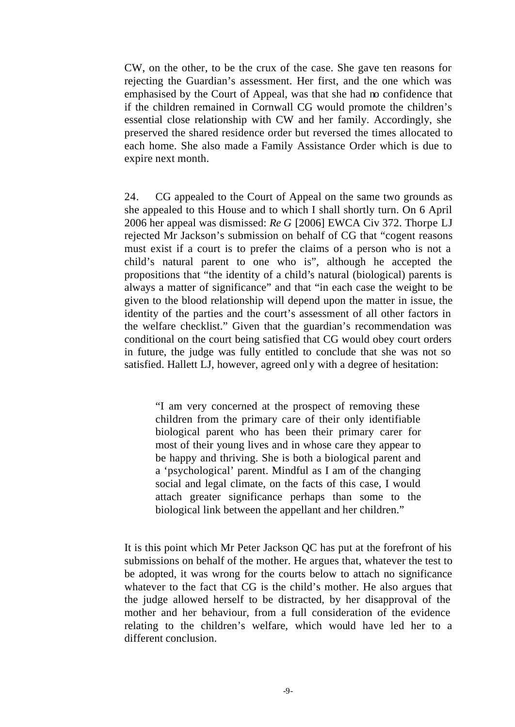CW, on the other, to be the crux of the case. She gave ten reasons for rejecting the Guardian's assessment. Her first, and the one which was emphasised by the Court of Appeal, was that she had no confidence that if the children remained in Cornwall CG would promote the children's essential close relationship with CW and her family. Accordingly, she preserved the shared residence order but reversed the times allocated to each home. She also made a Family Assistance Order which is due to expire next month.

24. CG appealed to the Court of Appeal on the same two grounds as she appealed to this House and to which I shall shortly turn. On 6 April 2006 her appeal was dismissed: *Re G* [2006] EWCA Civ 372. Thorpe LJ rejected Mr Jackson's submission on behalf of CG that "cogent reasons must exist if a court is to prefer the claims of a person who is not a child's natural parent to one who is", although he accepted the propositions that "the identity of a child's natural (biological) parents is always a matter of significance" and that "in each case the weight to be given to the blood relationship will depend upon the matter in issue, the identity of the parties and the court's assessment of all other factors in the welfare checklist." Given that the guardian's recommendation was conditional on the court being satisfied that CG would obey court orders in future, the judge was fully entitled to conclude that she was not so satisfied. Hallett LJ, however, agreed only with a degree of hesitation:

> "I am very concerned at the prospect of removing these children from the primary care of their only identifiable biological parent who has been their primary carer for most of their young lives and in whose care they appear to be happy and thriving. She is both a biological parent and a 'psychological' parent. Mindful as I am of the changing social and legal climate, on the facts of this case, I would attach greater significance perhaps than some to the biological link between the appellant and her children."

It is this point which Mr Peter Jackson QC has put at the forefront of his submissions on behalf of the mother. He argues that, whatever the test to be adopted, it was wrong for the courts below to attach no significance whatever to the fact that CG is the child's mother. He also argues that the judge allowed herself to be distracted, by her disapproval of the mother and her behaviour, from a full consideration of the evidence relating to the children's welfare, which would have led her to a different conclusion.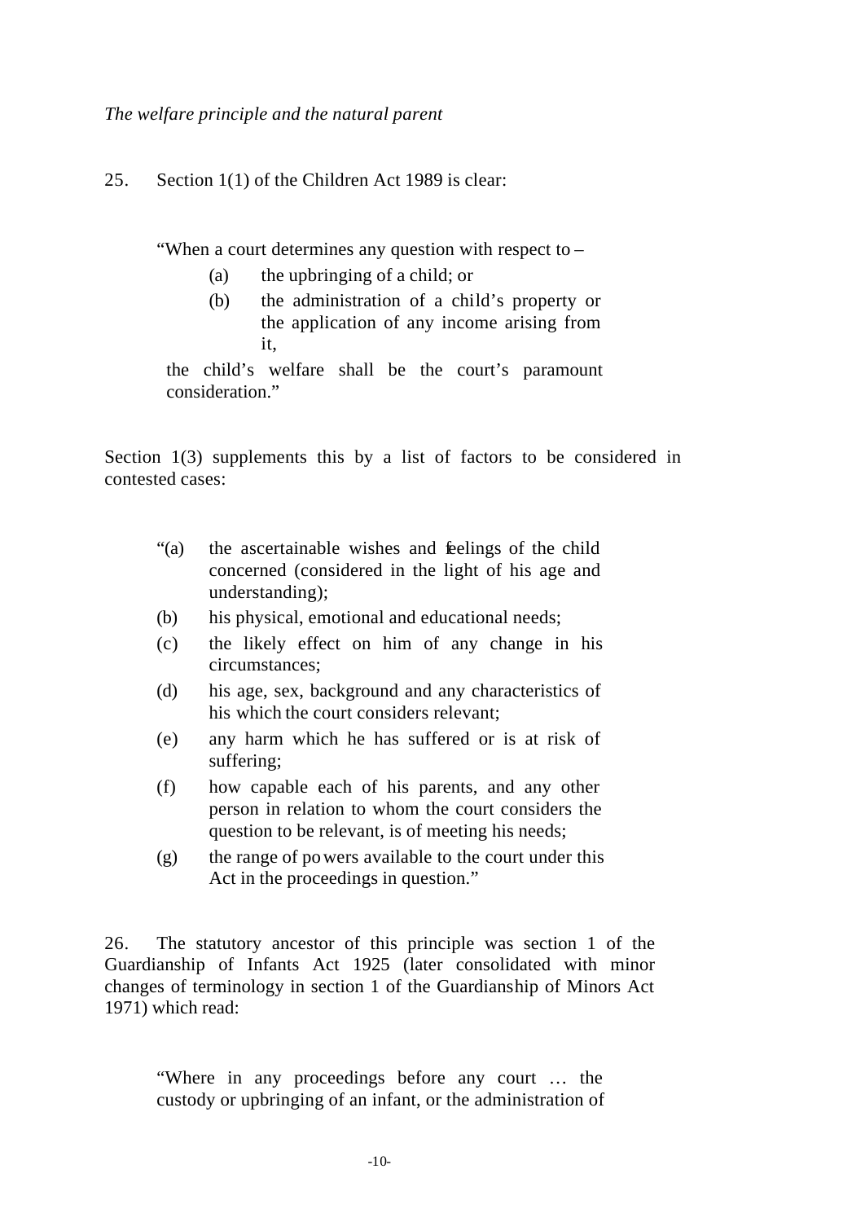*The welfare principle and the natural parent*

25. Section 1(1) of the Children Act 1989 is clear:

> "When a court determines any question with respect to –
>
> (a) the upbringing of a child; or
>
> (b) the administration of a child's property or the application of any income arising from it,
>
> the child's welfare shall be the court's paramount consideration."

Section 1(3) supplements this by a list of factors to be considered in contested cases:

> "(a) the ascertainable wishes and feelings of the child concerned (considered in the light of his age and understanding);
>
> (b) his physical, emotional and educational needs;
>
> (c) the likely effect on him of any change in his circumstances;
>
> (d) his age, sex, background and any characteristics of his which the court considers relevant;
>
> (e) any harm which he has suffered or is at risk of suffering;
>
> (f) how capable each of his parents, and any other person in relation to whom the court considers the question to be relevant, is of meeting his needs;
>
> (g) the range of powers available to the court under this Act in the proceedings in question."

26. The statutory ancestor of this principle was section 1 of the Guardianship of Infants Act 1925 (later consolidated with minor changes of terminology in section 1 of the Guardianship of Minors Act 1971) which read:

> "Where in any proceedings before any court … the custody or upbringing of an infant, or the administration of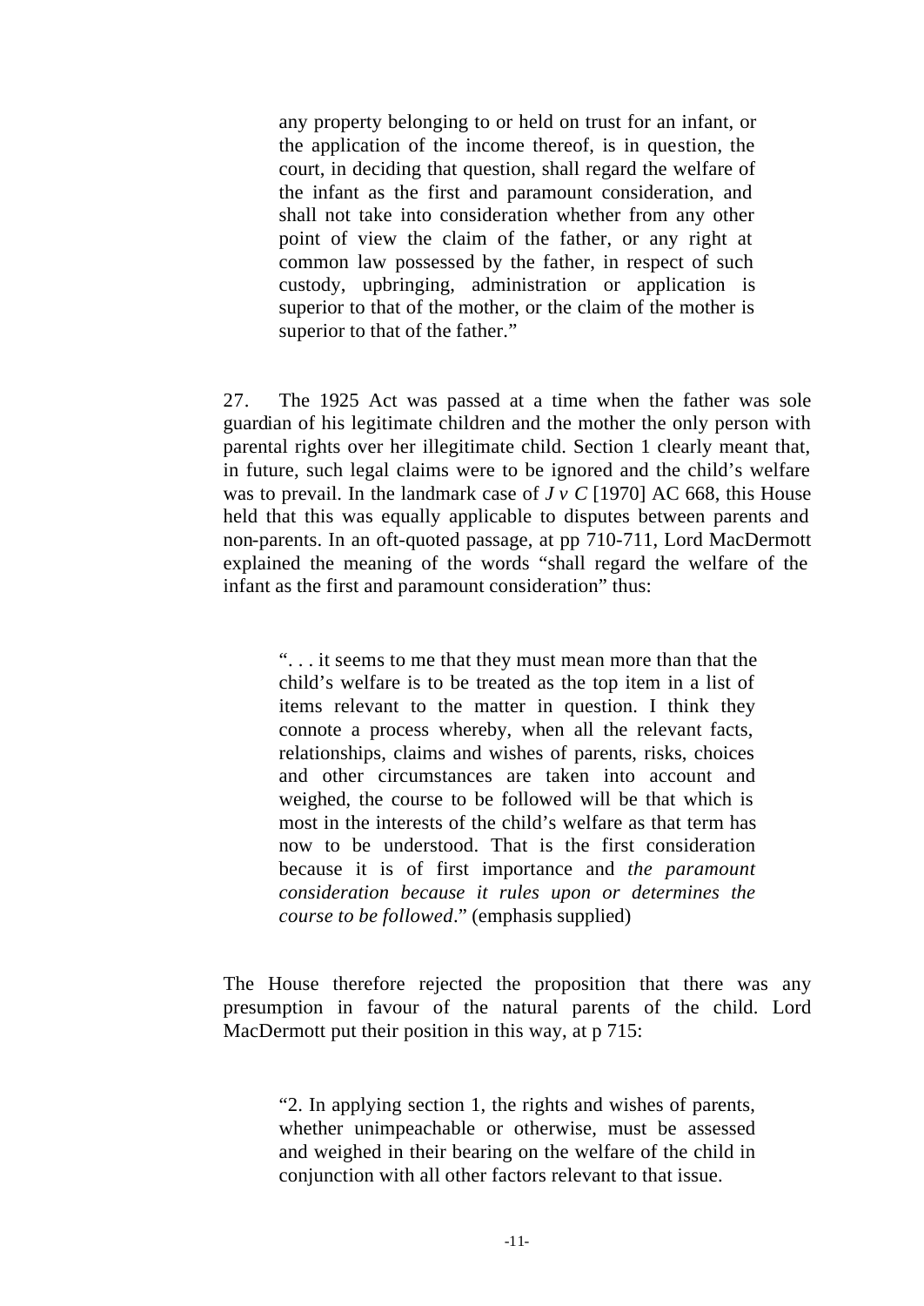> any property belonging to or held on trust for an infant, or the application of the income thereof, is in question, the court, in deciding that question, shall regard the welfare of the infant as the first and paramount consideration, and shall not take into consideration whether from any other point of view the claim of the father, or any right at common law possessed by the father, in respect of such custody, upbringing, administration or application is superior to that of the mother, or the claim of the mother is superior to that of the father."

27. The 1925 Act was passed at a time when the father was sole guardian of his legitimate children and the mother the only person with parental rights over her illegitimate child. Section 1 clearly meant that, in future, such legal claims were to be ignored and the child's welfare was to prevail. In the landmark case of *J v C* [1970] AC 668, this House held that this was equally applicable to disputes between parents and non-parents. In an oft-quoted passage, at pp 710-711, Lord MacDermott explained the meaning of the words "shall regard the welfare of the infant as the first and paramount consideration" thus:

> ". . . it seems to me that they must mean more than that the child's welfare is to be treated as the top item in a list of items relevant to the matter in question. I think they connote a process whereby, when all the relevant facts, relationships, claims and wishes of parents, risks, choices and other circumstances are taken into account and weighed, the course to be followed will be that which is most in the interests of the child's welfare as that term has now to be understood. That is the first consideration because it is of first importance and *the paramount consideration because it rules upon or determines the course to be followed*." (emphasis supplied)

The House therefore rejected the proposition that there was any presumption in favour of the natural parents of the child. Lord MacDermott put their position in this way, at p 715:

> "2. In applying section 1, the rights and wishes of parents, whether unimpeachable or otherwise, must be assessed and weighed in their bearing on the welfare of the child in conjunction with all other factors relevant to that issue.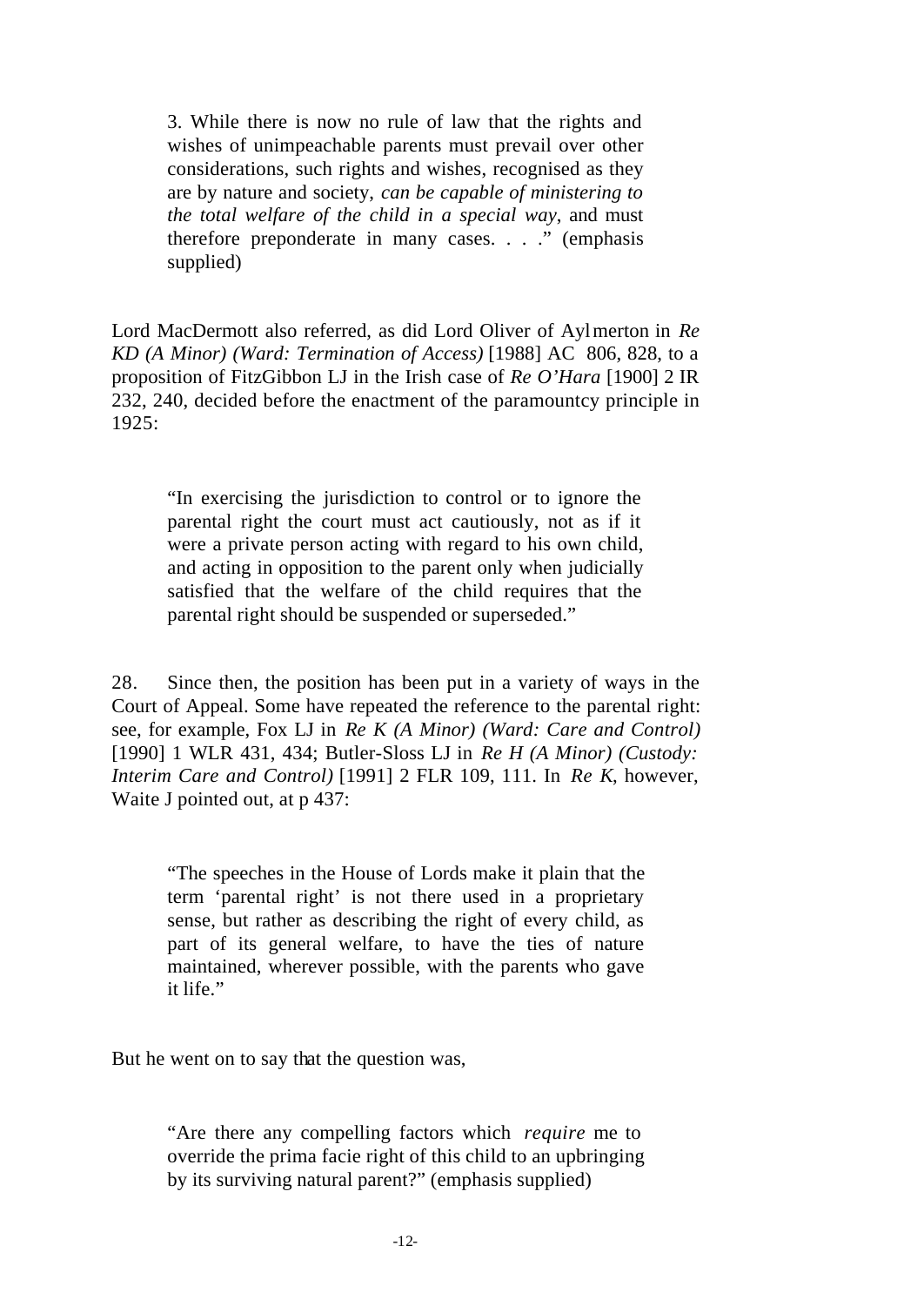> 3. While there is now no rule of law that the rights and wishes of unimpeachable parents must prevail over other considerations, such rights and wishes, recognised as they are by nature and society, *can be capable of ministering to the total welfare of the child in a special way*, and must therefore preponderate in many cases. . . ." (emphasis supplied)

Lord MacDermott also referred, as did Lord Oliver of Aylmerton in *Re KD (A Minor) (Ward: Termination of Access)* [1988] AC 806, 828, to a proposition of FitzGibbon LJ in the Irish case of *Re O'Hara* [1900] 2 IR 232, 240, decided before the enactment of the paramountcy principle in 1925:

> "In exercising the jurisdiction to control or to ignore the parental right the court must act cautiously, not as if it were a private person acting with regard to his own child, and acting in opposition to the parent only when judicially satisfied that the welfare of the child requires that the parental right should be suspended or superseded."

28. Since then, the position has been put in a variety of ways in the Court of Appeal. Some have repeated the reference to the parental right: see, for example, Fox LJ in *Re K (A Minor) (Ward: Care and Control)* [1990] 1 WLR 431, 434; Butler-Sloss LJ in *Re H (A Minor) (Custody: Interim Care and Control)* [1991] 2 FLR 109, 111. In *Re K*, however, Waite J pointed out, at p 437:

> "The speeches in the House of Lords make it plain that the term 'parental right' is not there used in a proprietary sense, but rather as describing the right of every child, as part of its general welfare, to have the ties of nature maintained, wherever possible, with the parents who gave it life."

But he went on to say that the question was,

> "Are there any compelling factors which *require* me to override the prima facie right of this child to an upbringing by its surviving natural parent?" (emphasis supplied)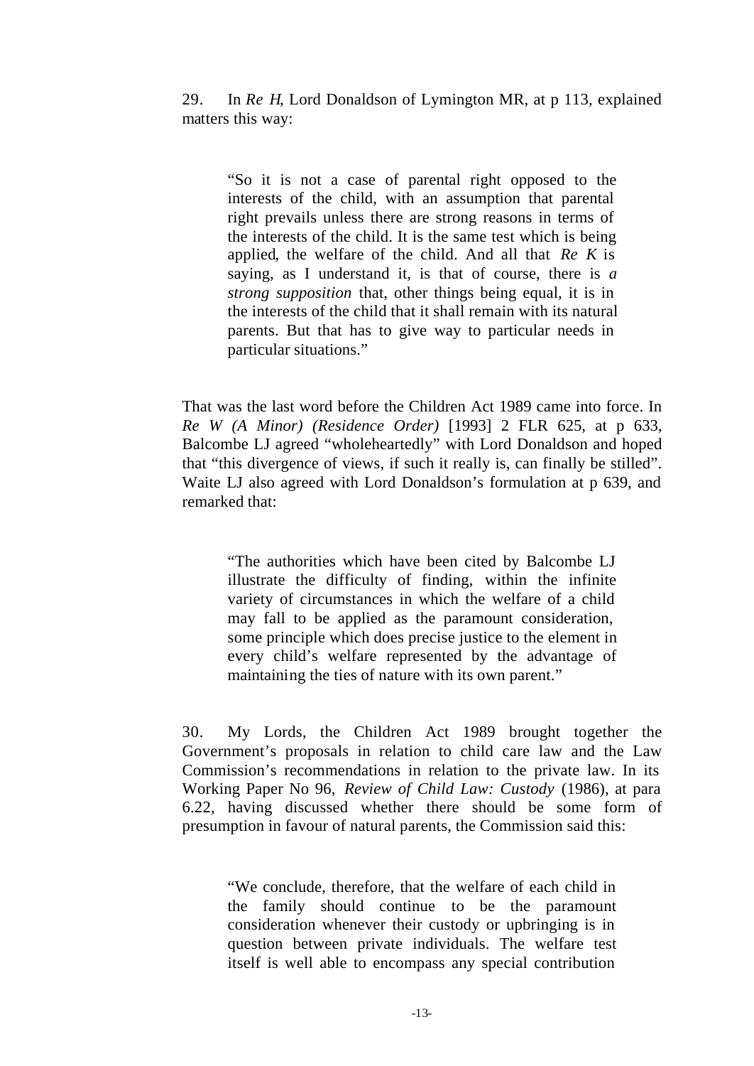29. In *Re H*, Lord Donaldson of Lymington MR, at p 113, explained matters this way:

> "So it is not a case of parental right opposed to the interests of the child, with an assumption that parental right prevails unless there are strong reasons in terms of the interests of the child. It is the same test which is being applied, the welfare of the child. And all that *Re K* is saying, as I understand it, is that of course, there is *a strong supposition* that, other things being equal, it is in the interests of the child that it shall remain with its natural parents. But that has to give way to particular needs in particular situations."

That was the last word before the Children Act 1989 came into force. In *Re W (A Minor) (Residence Order)* [1993] 2 FLR 625, at p 633, Balcombe LJ agreed "wholeheartedly" with Lord Donaldson and hoped that "this divergence of views, if such it really is, can finally be stilled". Waite LJ also agreed with Lord Donaldson's formulation at p 639, and remarked that:

> "The authorities which have been cited by Balcombe LJ illustrate the difficulty of finding, within the infinite variety of circumstances in which the welfare of a child may fall to be applied as the paramount consideration, some principle which does precise justice to the element in every child's welfare represented by the advantage of maintaining the ties of nature with its own parent."

30. My Lords, the Children Act 1989 brought together the Government's proposals in relation to child care law and the Law Commission's recommendations in relation to the private law. In its Working Paper No 96, *Review of Child Law: Custody* (1986), at para 6.22, having discussed whether there should be some form of presumption in favour of natural parents, the Commission said this:

> "We conclude, therefore, that the welfare of each child in the family should continue to be the paramount consideration whenever their custody or upbringing is in question between private individuals. The welfare test itself is well able to encompass any special contribution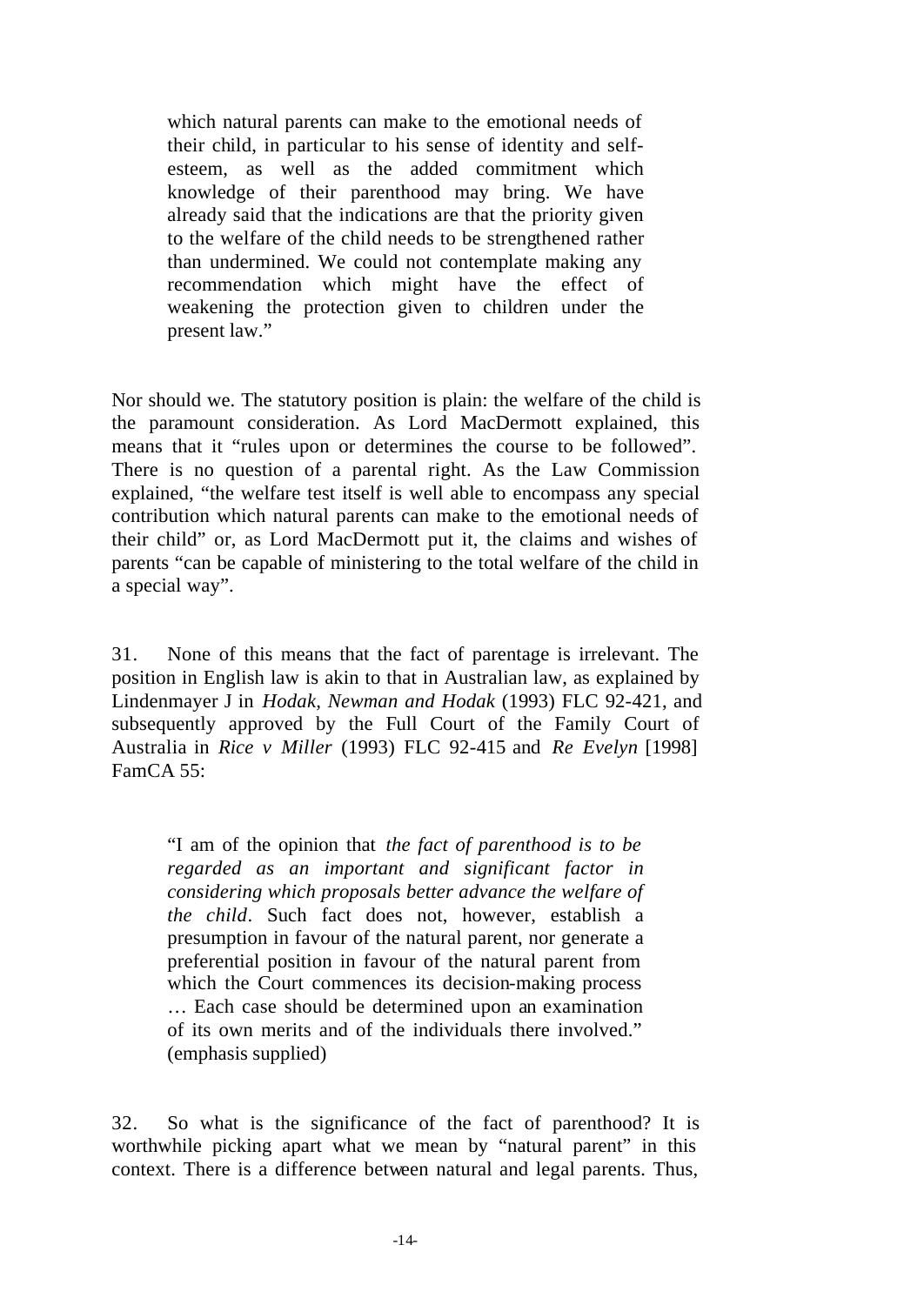> which natural parents can make to the emotional needs of their child, in particular to his sense of identity and self-esteem, as well as the added commitment which knowledge of their parenthood may bring. We have already said that the indications are that the priority given to the welfare of the child needs to be strengthened rather than undermined. We could not contemplate making any recommendation which might have the effect of weakening the protection given to children under the present law."

Nor should we. The statutory position is plain: the welfare of the child is the paramount consideration. As Lord MacDermott explained, this means that it "rules upon or determines the course to be followed". There is no question of a parental right. As the Law Commission explained, "the welfare test itself is well able to encompass any special contribution which natural parents can make to the emotional needs of their child" or, as Lord MacDermott put it, the claims and wishes of parents "can be capable of ministering to the total welfare of the child in a special way".

31. None of this means that the fact of parentage is irrelevant. The position in English law is akin to that in Australian law, as explained by Lindenmayer J in *Hodak, Newman and Hodak* (1993) FLC 92-421, and subsequently approved by the Full Court of the Family Court of Australia in *Rice v Miller* (1993) FLC 92-415 and *Re Evelyn* [1998] FamCA 55:

> "I am of the opinion that *the fact of parenthood is to be regarded as an important and significant factor in considering which proposals better advance the welfare of the child*. Such fact does not, however, establish a presumption in favour of the natural parent, nor generate a preferential position in favour of the natural parent from which the Court commences its decision-making process … Each case should be determined upon an examination of its own merits and of the individuals there involved." (emphasis supplied)

32. So what is the significance of the fact of parenthood? It is worthwhile picking apart what we mean by "natural parent" in this context. There is a difference between natural and legal parents. Thus,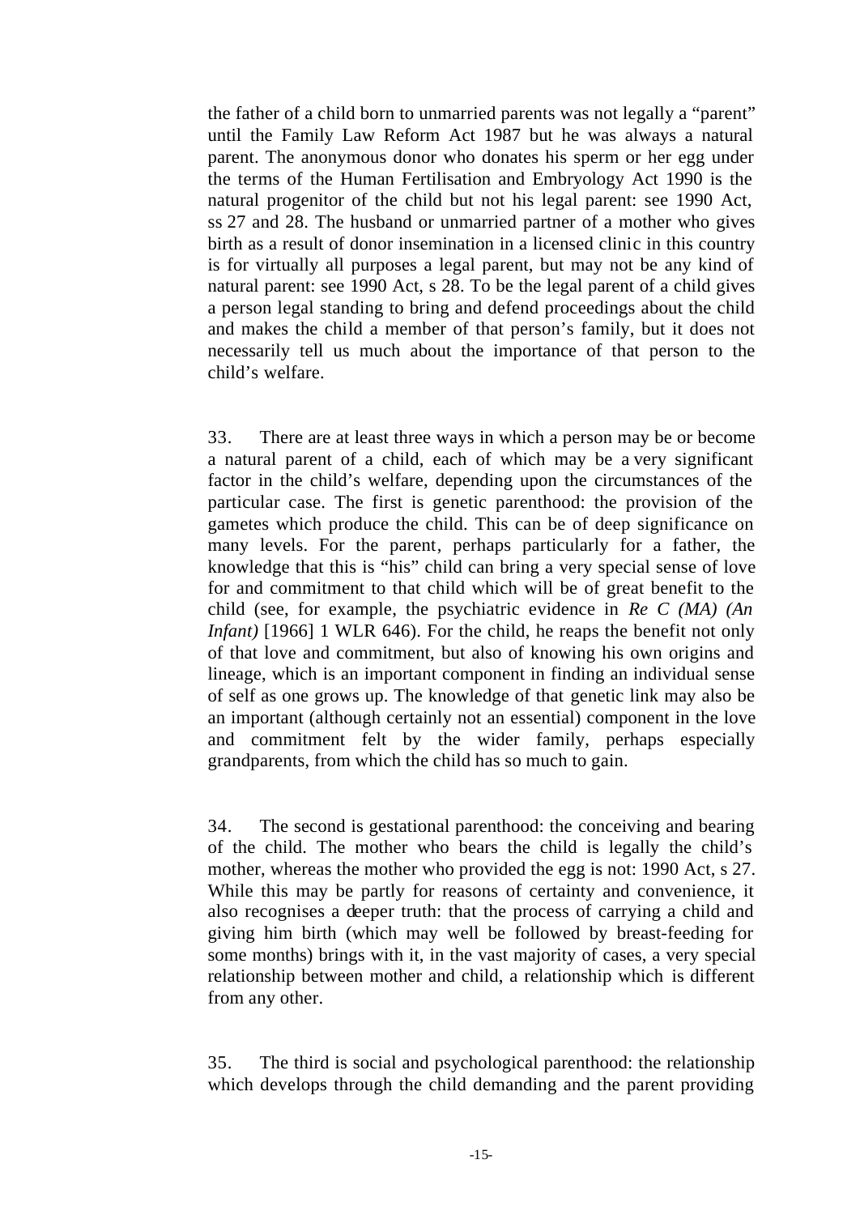the father of a child born to unmarried parents was not legally a "parent" until the Family Law Reform Act 1987 but he was always a natural parent. The anonymous donor who donates his sperm or her egg under the terms of the Human Fertilisation and Embryology Act 1990 is the natural progenitor of the child but not his legal parent: see 1990 Act, ss 27 and 28. The husband or unmarried partner of a mother who gives birth as a result of donor insemination in a licensed clinic in this country is for virtually all purposes a legal parent, but may not be any kind of natural parent: see 1990 Act, s 28. To be the legal parent of a child gives a person legal standing to bring and defend proceedings about the child and makes the child a member of that person's family, but it does not necessarily tell us much about the importance of that person to the child's welfare.

33. There are at least three ways in which a person may be or become a natural parent of a child, each of which may be a very significant factor in the child's welfare, depending upon the circumstances of the particular case. The first is genetic parenthood: the provision of the gametes which produce the child. This can be of deep significance on many levels. For the parent, perhaps particularly for a father, the knowledge that this is "his" child can bring a very special sense of love for and commitment to that child which will be of great benefit to the child (see, for example, the psychiatric evidence in *Re C (MA) (An Infant)* [1966] 1 WLR 646). For the child, he reaps the benefit not only of that love and commitment, but also of knowing his own origins and lineage, which is an important component in finding an individual sense of self as one grows up. The knowledge of that genetic link may also be an important (although certainly not an essential) component in the love and commitment felt by the wider family, perhaps especially grandparents, from which the child has so much to gain.

34. The second is gestational parenthood: the conceiving and bearing of the child. The mother who bears the child is legally the child's mother, whereas the mother who provided the egg is not: 1990 Act, s 27. While this may be partly for reasons of certainty and convenience, it also recognises a deeper truth: that the process of carrying a child and giving him birth (which may well be followed by breast-feeding for some months) brings with it, in the vast majority of cases, a very special relationship between mother and child, a relationship which is different from any other.

35. The third is social and psychological parenthood: the relationship which develops through the child demanding and the parent providing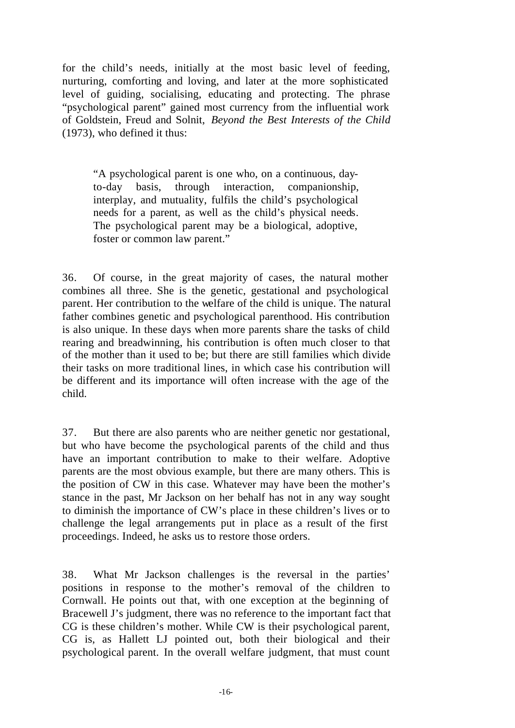for the child's needs, initially at the most basic level of feeding, nurturing, comforting and loving, and later at the more sophisticated level of guiding, socialising, educating and protecting. The phrase "psychological parent" gained most currency from the influential work of Goldstein, Freud and Solnit, *Beyond the Best Interests of the Child* (1973), who defined it thus:

> "A psychological parent is one who, on a continuous, day-to-day basis, through interaction, companionship, interplay, and mutuality, fulfils the child's psychological needs for a parent, as well as the child's physical needs. The psychological parent may be a biological, adoptive, foster or common law parent."

36. Of course, in the great majority of cases, the natural mother combines all three. She is the genetic, gestational and psychological parent. Her contribution to the welfare of the child is unique. The natural father combines genetic and psychological parenthood. His contribution is also unique. In these days when more parents share the tasks of child rearing and breadwinning, his contribution is often much closer to that of the mother than it used to be; but there are still families which divide their tasks on more traditional lines, in which case his contribution will be different and its importance will often increase with the age of the child.

37. But there are also parents who are neither genetic nor gestational, but who have become the psychological parents of the child and thus have an important contribution to make to their welfare. Adoptive parents are the most obvious example, but there are many others. This is the position of CW in this case. Whatever may have been the mother's stance in the past, Mr Jackson on her behalf has not in any way sought to diminish the importance of CW's place in these children's lives or to challenge the legal arrangements put in place as a result of the first proceedings. Indeed, he asks us to restore those orders.

38. What Mr Jackson challenges is the reversal in the parties' positions in response to the mother's removal of the children to Cornwall. He points out that, with one exception at the beginning of Bracewell J's judgment, there was no reference to the important fact that CG is these children's mother. While CW is their psychological parent, CG is, as Hallett LJ pointed out, both their biological and their psychological parent. In the overall welfare judgment, that must count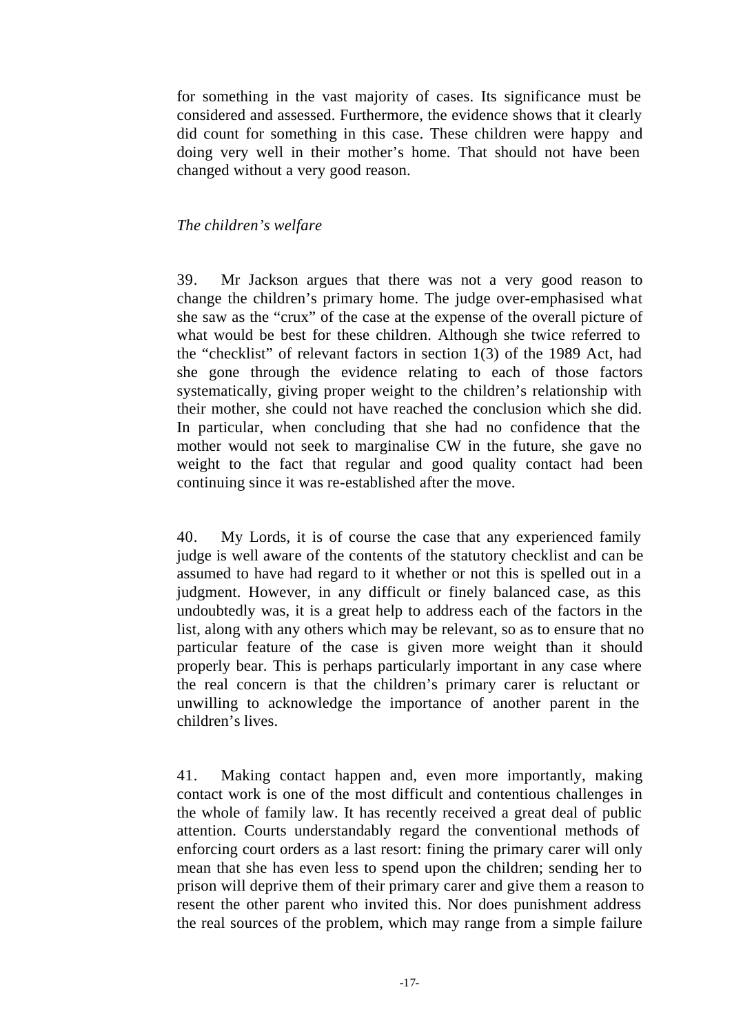for something in the vast majority of cases. Its significance must be considered and assessed. Furthermore, the evidence shows that it clearly did count for something in this case. These children were happy and doing very well in their mother's home. That should not have been changed without a very good reason.

*The children's welfare*

39. Mr Jackson argues that there was not a very good reason to change the children's primary home. The judge over-emphasised what she saw as the "crux" of the case at the expense of the overall picture of what would be best for these children. Although she twice referred to the "checklist" of relevant factors in section 1(3) of the 1989 Act, had she gone through the evidence relating to each of those factors systematically, giving proper weight to the children's relationship with their mother, she could not have reached the conclusion which she did. In particular, when concluding that she had no confidence that the mother would not seek to marginalise CW in the future, she gave no weight to the fact that regular and good quality contact had been continuing since it was re-established after the move.

40. My Lords, it is of course the case that any experienced family judge is well aware of the contents of the statutory checklist and can be assumed to have had regard to it whether or not this is spelled out in a judgment. However, in any difficult or finely balanced case, as this undoubtedly was, it is a great help to address each of the factors in the list, along with any others which may be relevant, so as to ensure that no particular feature of the case is given more weight than it should properly bear. This is perhaps particularly important in any case where the real concern is that the children's primary carer is reluctant or unwilling to acknowledge the importance of another parent in the children's lives.

41. Making contact happen and, even more importantly, making contact work is one of the most difficult and contentious challenges in the whole of family law. It has recently received a great deal of public attention. Courts understandably regard the conventional methods of enforcing court orders as a last resort: fining the primary carer will only mean that she has even less to spend upon the children; sending her to prison will deprive them of their primary carer and give them a reason to resent the other parent who invited this. Nor does punishment address the real sources of the problem, which may range from a simple failure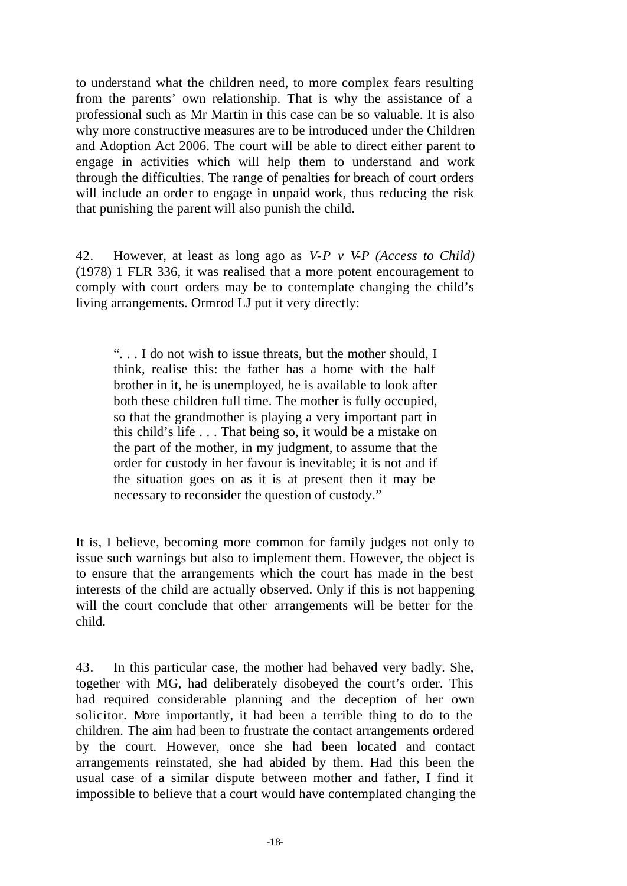to understand what the children need, to more complex fears resulting from the parents' own relationship. That is why the assistance of a professional such as Mr Martin in this case can be so valuable. It is also why more constructive measures are to be introduced under the Children and Adoption Act 2006. The court will be able to direct either parent to engage in activities which will help them to understand and work through the difficulties. The range of penalties for breach of court orders will include an order to engage in unpaid work, thus reducing the risk that punishing the parent will also punish the child.

42. However, at least as long ago as *V-P v V-P (Access to Child)* (1978) 1 FLR 336, it was realised that a more potent encouragement to comply with court orders may be to contemplate changing the child's living arrangements. Ormrod LJ put it very directly:

> ". . . I do not wish to issue threats, but the mother should, I think, realise this: the father has a home with the half brother in it, he is unemployed, he is available to look after both these children full time. The mother is fully occupied, so that the grandmother is playing a very important part in this child's life . . . That being so, it would be a mistake on the part of the mother, in my judgment, to assume that the order for custody in her favour is inevitable; it is not and if the situation goes on as it is at present then it may be necessary to reconsider the question of custody."

It is, I believe, becoming more common for family judges not only to issue such warnings but also to implement them. However, the object is to ensure that the arrangements which the court has made in the best interests of the child are actually observed. Only if this is not happening will the court conclude that other arrangements will be better for the child.

43. In this particular case, the mother had behaved very badly. She, together with MG, had deliberately disobeyed the court's order. This had required considerable planning and the deception of her own solicitor. More importantly, it had been a terrible thing to do to the children. The aim had been to frustrate the contact arrangements ordered by the court. However, once she had been located and contact arrangements reinstated, she had abided by them. Had this been the usual case of a similar dispute between mother and father, I find it impossible to believe that a court would have contemplated changing the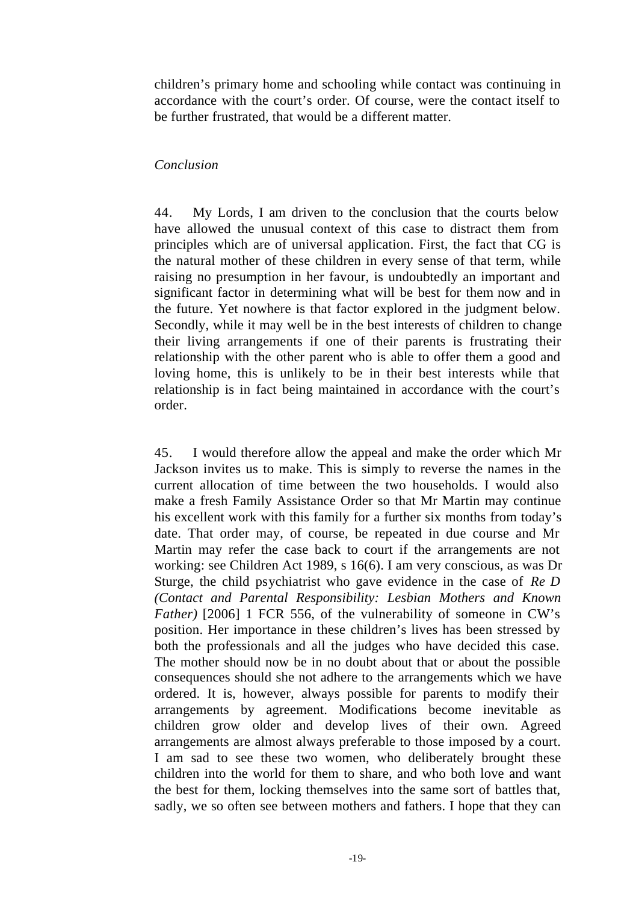children's primary home and schooling while contact was continuing in accordance with the court's order. Of course, were the contact itself to be further frustrated, that would be a different matter.

*Conclusion*

44. My Lords, I am driven to the conclusion that the courts below have allowed the unusual context of this case to distract them from principles which are of universal application. First, the fact that CG is the natural mother of these children in every sense of that term, while raising no presumption in her favour, is undoubtedly an important and significant factor in determining what will be best for them now and in the future. Yet nowhere is that factor explored in the judgment below. Secondly, while it may well be in the best interests of children to change their living arrangements if one of their parents is frustrating their relationship with the other parent who is able to offer them a good and loving home, this is unlikely to be in their best interests while that relationship is in fact being maintained in accordance with the court's order.

45. I would therefore allow the appeal and make the order which Mr Jackson invites us to make. This is simply to reverse the names in the current allocation of time between the two households. I would also make a fresh Family Assistance Order so that Mr Martin may continue his excellent work with this family for a further six months from today's date. That order may, of course, be repeated in due course and Mr Martin may refer the case back to court if the arrangements are not working: see Children Act 1989, s 16(6). I am very conscious, as was Dr Sturge, the child psychiatrist who gave evidence in the case of *Re D (Contact and Parental Responsibility: Lesbian Mothers and Known Father)* [2006] 1 FCR 556, of the vulnerability of someone in CW's position. Her importance in these children's lives has been stressed by both the professionals and all the judges who have decided this case. The mother should now be in no doubt about that or about the possible consequences should she not adhere to the arrangements which we have ordered. It is, however, always possible for parents to modify their arrangements by agreement. Modifications become inevitable as children grow older and develop lives of their own. Agreed arrangements are almost always preferable to those imposed by a court. I am sad to see these two women, who deliberately brought these children into the world for them to share, and who both love and want the best for them, locking themselves into the same sort of battles that, sadly, we so often see between mothers and fathers. I hope that they can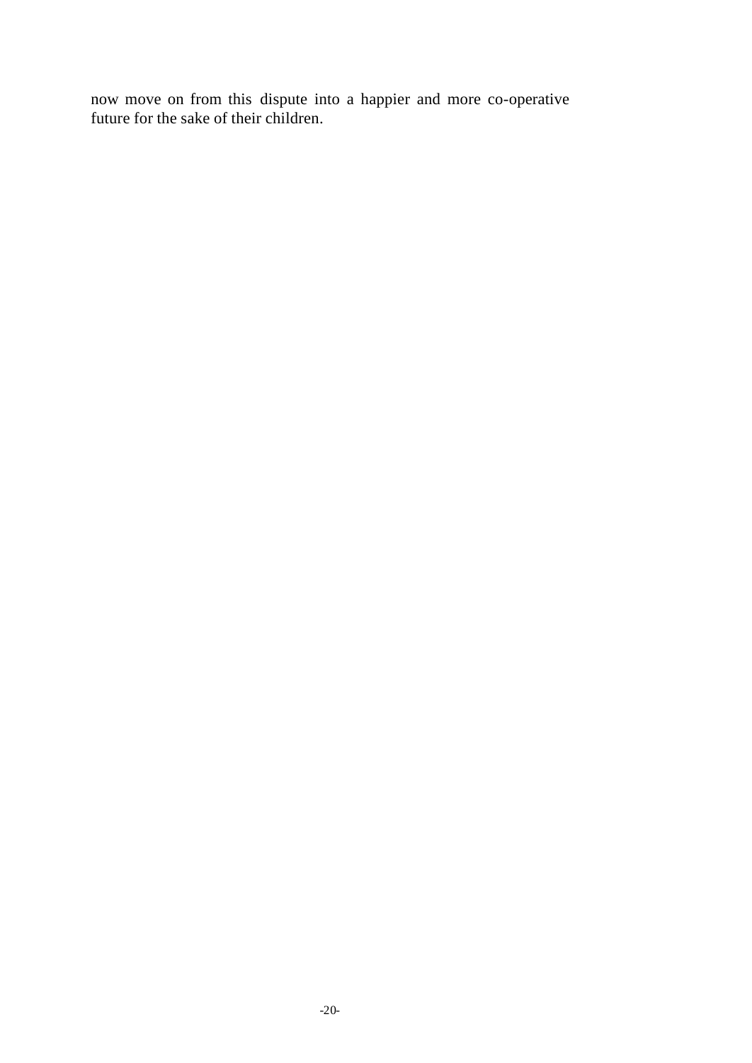now move on from this dispute into a happier and more co-operative future for the sake of their children.